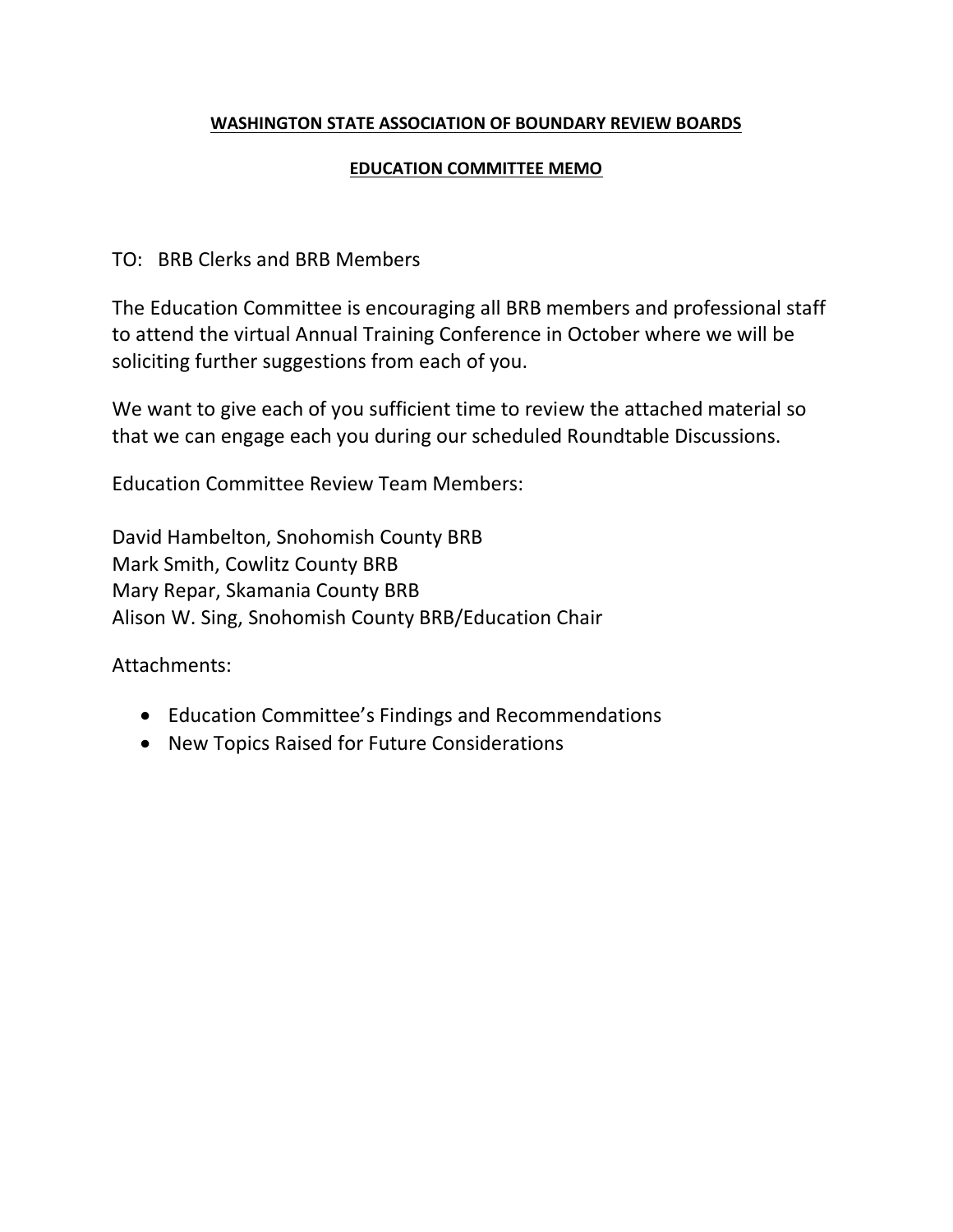**WASHINGTON STATE ASSOCIATION OF BOUNDARY REVIEW BOARDS**

**EDUCATION COMMITTEE MEMO**

TO: BRB Clerks and BRB Members

The Education Committee is encouraging all BRB members and professional staff to attend the virtual Annual Training Conference in October where we will be soliciting further suggestions from each of you.

We want to give each of you sufficient time to review the attached material so that we can engage each you during our scheduled Roundtable Discussions.

Education Committee Review Team Members:

David Hambelton, Snohomish County BRB
Mark Smith, Cowlitz County BRB
Mary Repar, Skamania County BRB
Alison W. Sing, Snohomish County BRB/Education Chair

Attachments:

- Education Committee's Findings and Recommendations
- New Topics Raised for Future Considerations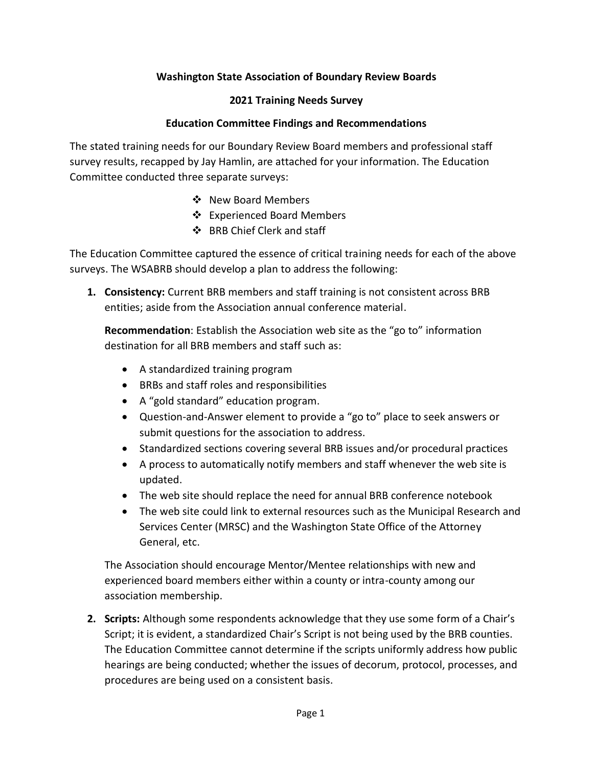**Washington State Association of Boundary Review Boards**

**2021 Training Needs Survey**

**Education Committee Findings and Recommendations**

The stated training needs for our Boundary Review Board members and professional staff survey results, recapped by Jay Hamlin, are attached for your information. The Education Committee conducted three separate surveys:

- New Board Members
- Experienced Board Members
- BRB Chief Clerk and staff

The Education Committee captured the essence of critical training needs for each of the above surveys. The WSABRB should develop a plan to address the following:

1. **Consistency:** Current BRB members and staff training is not consistent across BRB entities; aside from the Association annual conference material.

   **Recommendation**: Establish the Association web site as the "go to" information destination for all BRB members and staff such as:

   - A standardized training program
   - BRBs and staff roles and responsibilities
   - A "gold standard" education program.
   - Question-and-Answer element to provide a "go to" place to seek answers or submit questions for the association to address.
   - Standardized sections covering several BRB issues and/or procedural practices
   - A process to automatically notify members and staff whenever the web site is updated.
   - The web site should replace the need for annual BRB conference notebook
   - The web site could link to external resources such as the Municipal Research and Services Center (MRSC) and the Washington State Office of the Attorney General, etc.

   The Association should encourage Mentor/Mentee relationships with new and experienced board members either within a county or intra-county among our association membership.

2. **Scripts:** Although some respondents acknowledge that they use some form of a Chair's Script; it is evident, a standardized Chair's Script is not being used by the BRB counties. The Education Committee cannot determine if the scripts uniformly address how public hearings are being conducted; whether the issues of decorum, protocol, processes, and procedures are being used on a consistent basis.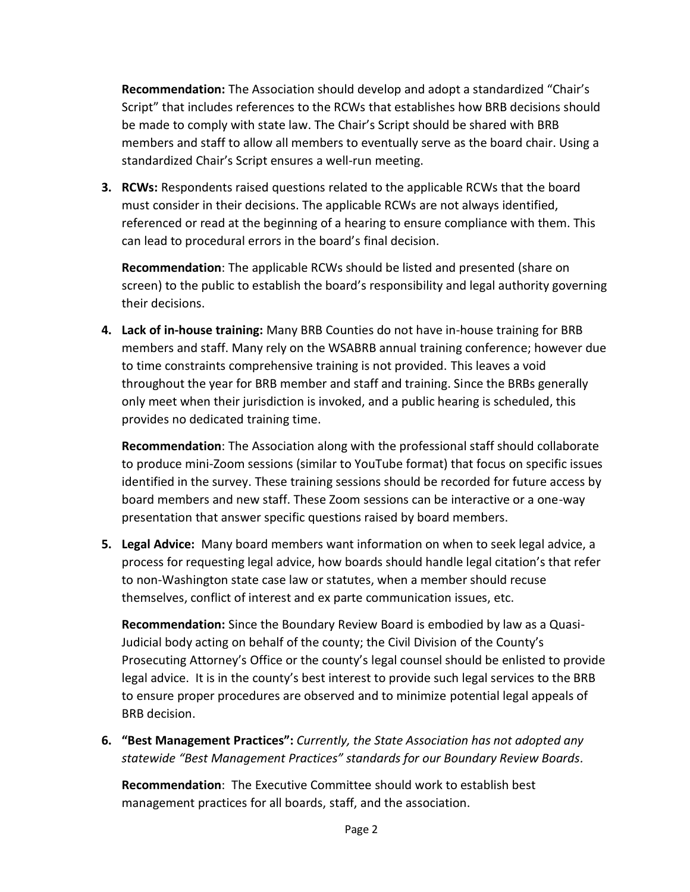**Recommendation:** The Association should develop and adopt a standardized "Chair's Script" that includes references to the RCWs that establishes how BRB decisions should be made to comply with state law. The Chair's Script should be shared with BRB members and staff to allow all members to eventually serve as the board chair. Using a standardized Chair's Script ensures a well-run meeting.

3. **RCWs:** Respondents raised questions related to the applicable RCWs that the board must consider in their decisions. The applicable RCWs are not always identified, referenced or read at the beginning of a hearing to ensure compliance with them. This can lead to procedural errors in the board's final decision.

   **Recommendation**: The applicable RCWs should be listed and presented (share on screen) to the public to establish the board's responsibility and legal authority governing their decisions.

4. **Lack of in-house training:** Many BRB Counties do not have in-house training for BRB members and staff. Many rely on the WSABRB annual training conference; however due to time constraints comprehensive training is not provided. This leaves a void throughout the year for BRB member and staff and training. Since the BRBs generally only meet when their jurisdiction is invoked, and a public hearing is scheduled, this provides no dedicated training time.

   **Recommendation**: The Association along with the professional staff should collaborate to produce mini-Zoom sessions (similar to YouTube format) that focus on specific issues identified in the survey. These training sessions should be recorded for future access by board members and new staff. These Zoom sessions can be interactive or a one-way presentation that answer specific questions raised by board members.

5. **Legal Advice:** Many board members want information on when to seek legal advice, a process for requesting legal advice, how boards should handle legal citation's that refer to non-Washington state case law or statutes, when a member should recuse themselves, conflict of interest and ex parte communication issues, etc.

   **Recommendation:** Since the Boundary Review Board is embodied by law as a Quasi-Judicial body acting on behalf of the county; the Civil Division of the County's Prosecuting Attorney's Office or the county's legal counsel should be enlisted to provide legal advice. It is in the county's best interest to provide such legal services to the BRB to ensure proper procedures are observed and to minimize potential legal appeals of BRB decision.

6. **"Best Management Practices":** *Currently, the State Association has not adopted any statewide "Best Management Practices" standards for our Boundary Review Boards.*

   **Recommendation**: The Executive Committee should work to establish best management practices for all boards, staff, and the association.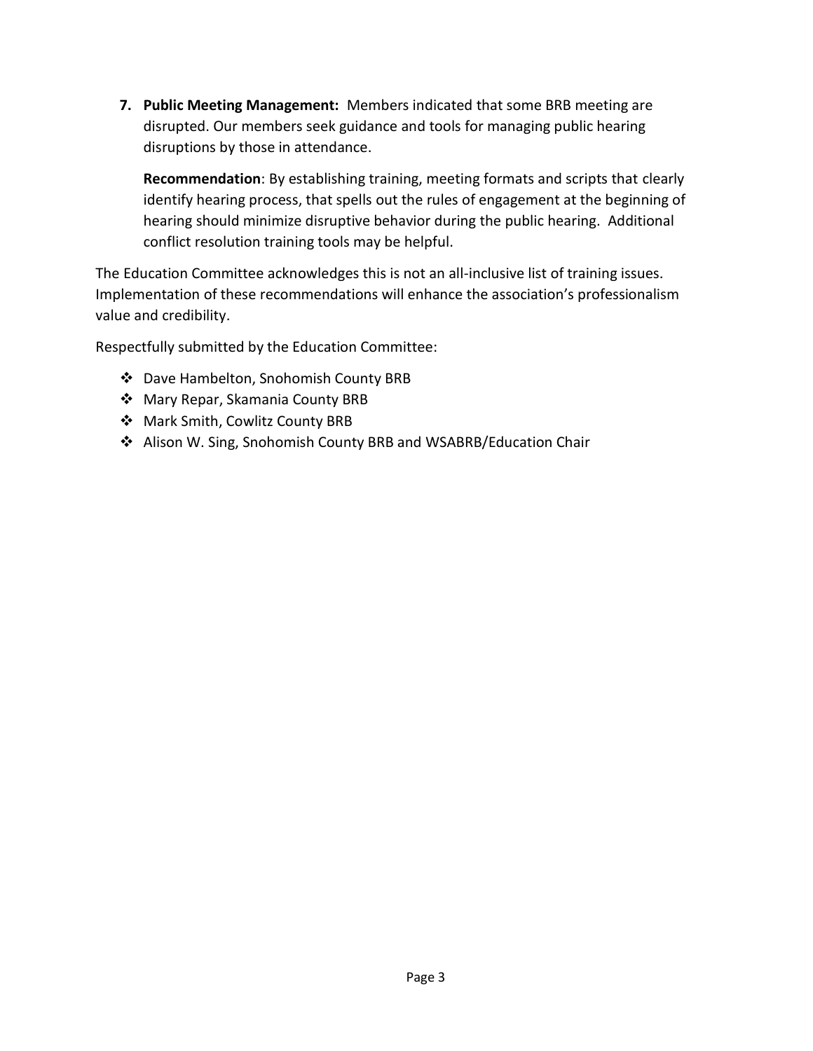7. **Public Meeting Management:** Members indicated that some BRB meeting are disrupted. Our members seek guidance and tools for managing public hearing disruptions by those in attendance.

   **Recommendation**: By establishing training, meeting formats and scripts that clearly identify hearing process, that spells out the rules of engagement at the beginning of hearing should minimize disruptive behavior during the public hearing. Additional conflict resolution training tools may be helpful.

The Education Committee acknowledges this is not an all-inclusive list of training issues. Implementation of these recommendations will enhance the association's professionalism value and credibility.

Respectfully submitted by the Education Committee:

- Dave Hambelton, Snohomish County BRB
- Mary Repar, Skamania County BRB
- Mark Smith, Cowlitz County BRB
- Alison W. Sing, Snohomish County BRB and WSABRB/Education Chair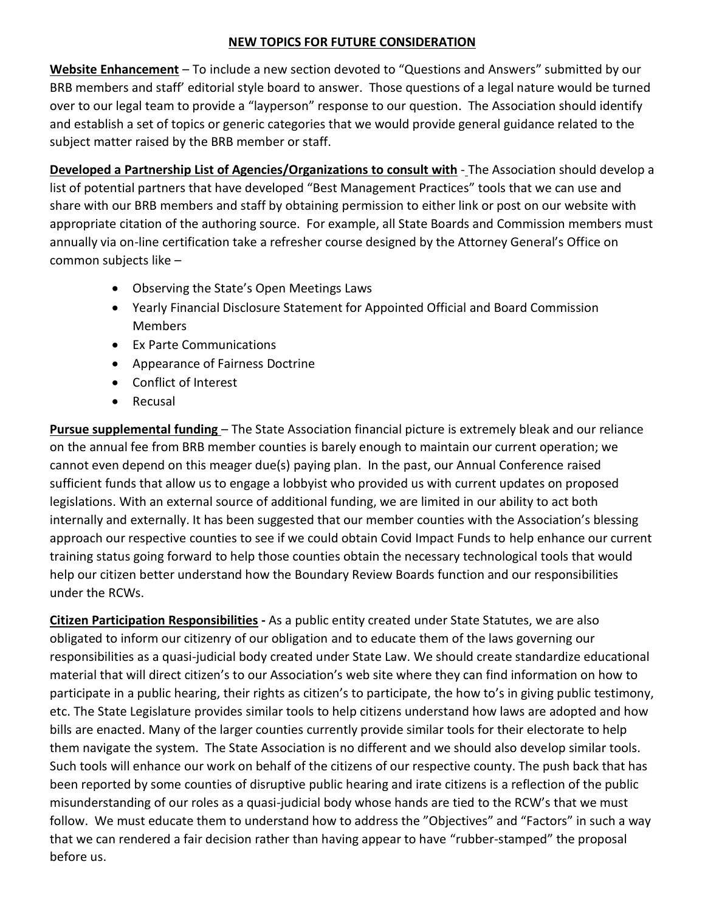## NEW TOPICS FOR FUTURE CONSIDERATION

**Website Enhancement** – To include a new section devoted to "Questions and Answers" submitted by our BRB members and staff' editorial style board to answer. Those questions of a legal nature would be turned over to our legal team to provide a "layperson" response to our question. The Association should identify and establish a set of topics or generic categories that we would provide general guidance related to the subject matter raised by the BRB member or staff.

**Developed a Partnership List of Agencies/Organizations to consult with** - The Association should develop a list of potential partners that have developed "Best Management Practices" tools that we can use and share with our BRB members and staff by obtaining permission to either link or post on our website with appropriate citation of the authoring source. For example, all State Boards and Commission members must annually via on-line certification take a refresher course designed by the Attorney General's Office on common subjects like –

- Observing the State's Open Meetings Laws
- Yearly Financial Disclosure Statement for Appointed Official and Board Commission Members
- Ex Parte Communications
- Appearance of Fairness Doctrine
- Conflict of Interest
- Recusal

**Pursue supplemental funding** – The State Association financial picture is extremely bleak and our reliance on the annual fee from BRB member counties is barely enough to maintain our current operation; we cannot even depend on this meager due(s) paying plan. In the past, our Annual Conference raised sufficient funds that allow us to engage a lobbyist who provided us with current updates on proposed legislations. With an external source of additional funding, we are limited in our ability to act both internally and externally. It has been suggested that our member counties with the Association's blessing approach our respective counties to see if we could obtain Covid Impact Funds to help enhance our current training status going forward to help those counties obtain the necessary technological tools that would help our citizen better understand how the Boundary Review Boards function and our responsibilities under the RCWs.

**Citizen Participation Responsibilities -** As a public entity created under State Statutes, we are also obligated to inform our citizenry of our obligation and to educate them of the laws governing our responsibilities as a quasi-judicial body created under State Law. We should create standardize educational material that will direct citizen's to our Association's web site where they can find information on how to participate in a public hearing, their rights as citizen's to participate, the how to's in giving public testimony, etc. The State Legislature provides similar tools to help citizens understand how laws are adopted and how bills are enacted. Many of the larger counties currently provide similar tools for their electorate to help them navigate the system. The State Association is no different and we should also develop similar tools. Such tools will enhance our work on behalf of the citizens of our respective county. The push back that has been reported by some counties of disruptive public hearing and irate citizens is a reflection of the public misunderstanding of our roles as a quasi-judicial body whose hands are tied to the RCW's that we must follow. We must educate them to understand how to address the "Objectives" and "Factors" in such a way that we can rendered a fair decision rather than having appear to have "rubber-stamped" the proposal before us.